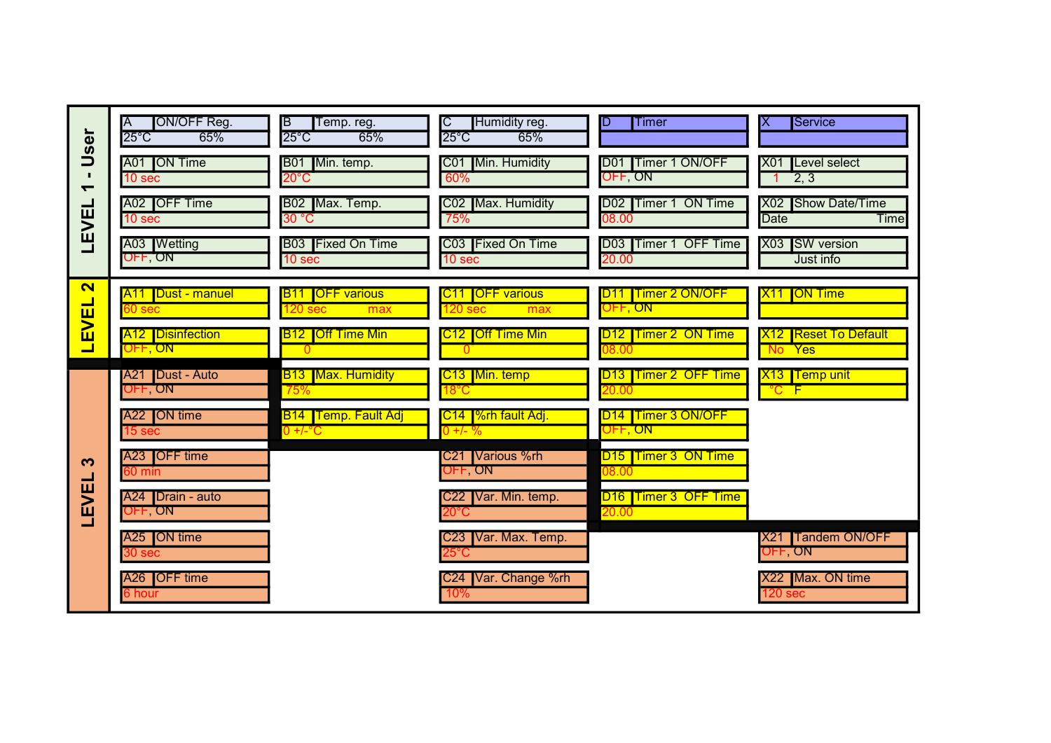## LEVEL 1 - User

| A | B | C | D | X |
|---|---|---|---|---|
| A ON/OFF Reg.<br>25°C 65% | B Temp. reg.<br>25°C 65% | C Humidity reg.<br>25°C 65% | D Timer | X Service |
| A01 ON Time<br>10 sec | B01 Min. temp.<br>20°C | C01 Min. Humidity<br>60% | D01 Timer 1 ON/OFF<br>OFF, ON | X01 Level select<br>1 2, 3 |
| A02 OFF Time<br>10 sec | B02 Max. Temp.<br>30 °C | C02 Max. Humidity<br>75% | D02 Timer 1 ON Time<br>08.00 | X02 Show Date/Time<br>Date Time |
| A03 Wetting<br>OFF, ON | B03 Fixed On Time<br>10 sec | C03 Fixed On Time<br>10 sec | D03 Timer 1 OFF Time<br>20.00 | X03 SW version<br>Just info |

## LEVEL 2

| A | B | C | D | X |
|---|---|---|---|---|
| A11 Dust - manuel<br>60 sec | B11 OFF various<br>120 sec max | C11 OFF various<br>120 sec max | D11 Timer 2 ON/OFF<br>OFF, ON | X11 ON Time |
| A12 Disinfection<br>OFF, ON | B12 Off Time Min<br>0 | C12 Off Time Min<br>0 | D12 Timer 2 ON Time<br>08.00 | X12 Reset To Default<br>No Yes |
| | B13 Max. Humidity<br>75% | C13 Min. temp<br>18°C | D13 Timer 2 OFF Time<br>20.00 | X13 Temp unit<br>°C F |
| | B14 Temp. Fault Adj<br>0 +/-°C | C14 %rh fault Adj.<br>0 +/- % | D14 Timer 3 ON/OFF<br>OFF, ON | |
| | | | D15 Timer 3 ON Time<br>08.00 | |
| | | | D16 Timer 3 OFF Time<br>20.00 | |

## LEVEL 3

| A | B | C | D | X |
|---|---|---|---|---|
| A21 Dust - Auto<br>OFF, ON | | C21 Various %rh<br>OFF, ON | | X21 Tandem ON/OFF<br>OFF, ON |
| A22 ON time<br>15 sec | | C22 Var. Min. temp.<br>20°C | | X22 Max. ON time<br>120 sec |
| A23 OFF time<br>60 min | | C23 Var. Max. Temp.<br>25°C | | |
| A24 Drain - auto<br>OFF, ON | | C24 Var. Change %rh<br>10% | | |
| A25 ON time<br>30 sec | | | | |
| A26 OFF time<br>6 hour | | | | |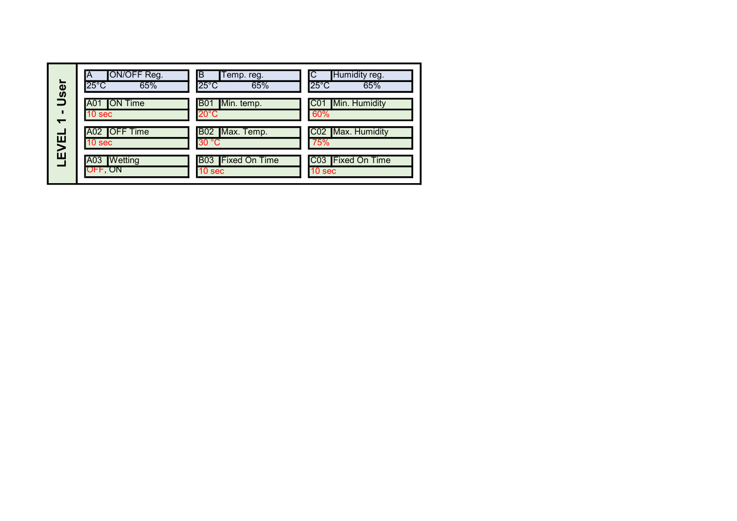## LEVEL 1 - User

| A | ON/OFF Reg. | B | Temp. reg. | C | Humidity reg. |
|---|---|---|---|---|---|
| 25°C | 65% | 25°C | 65% | 25°C | 65% |
| A01 | ON Time | B01 | Min. temp. | C01 | Min. Humidity |
| 10 sec | | 20°C | | 60% | |
| A02 | OFF Time | B02 | Max. Temp. | C02 | Max. Humidity |
| 10 sec | | 30 °C | | 75% | |
| A03 | Wetting | B03 | Fixed On Time | C03 | Fixed On Time |
| OFF, ON | | 10 sec | | 10 sec | |